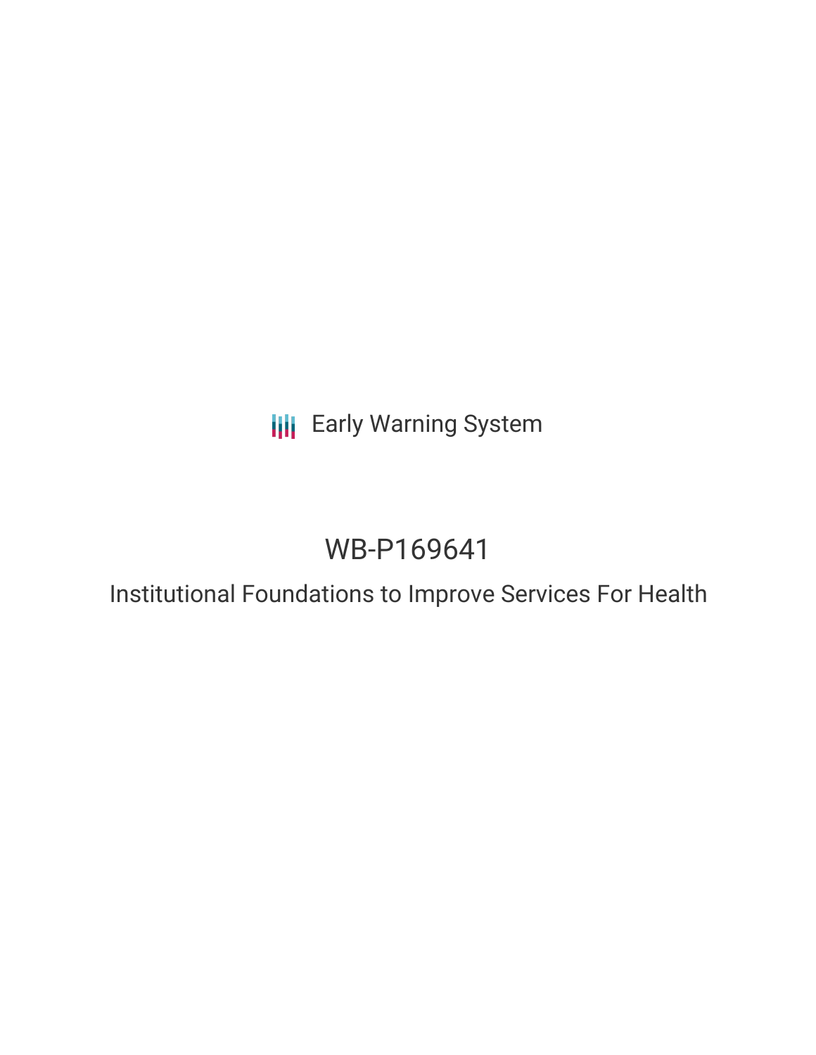Early Warning System

# WB-P169641

## Institutional Foundations to Improve Services For Health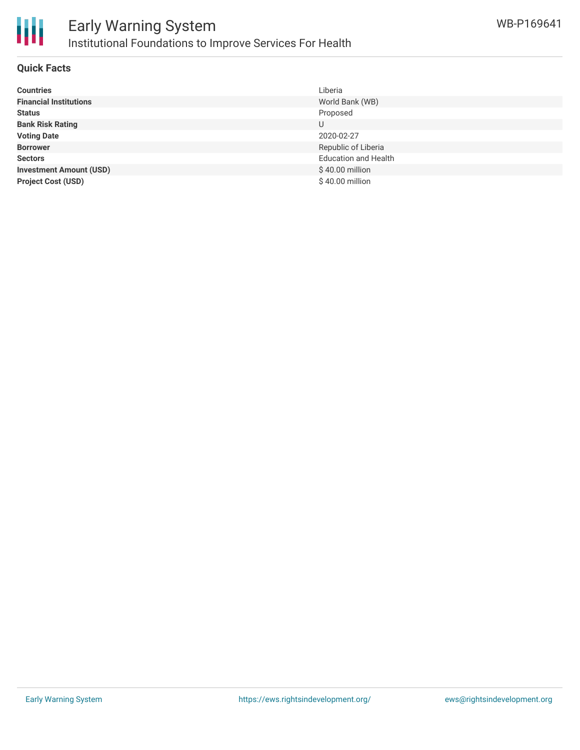# Early Warning System

## Institutional Foundations to Improve Services For Health

WB-P169641

### Quick Facts

| | |
|---|---|
| **Countries** | Liberia |
| **Financial Institutions** | World Bank (WB) |
| **Status** | Proposed |
| **Bank Risk Rating** | U |
| **Voting Date** | 2020-02-27 |
| **Borrower** | Republic of Liberia |
| **Sectors** | Education and Health |
| **Investment Amount (USD)** | $ 40.00 million |
| **Project Cost (USD)** | $ 40.00 million |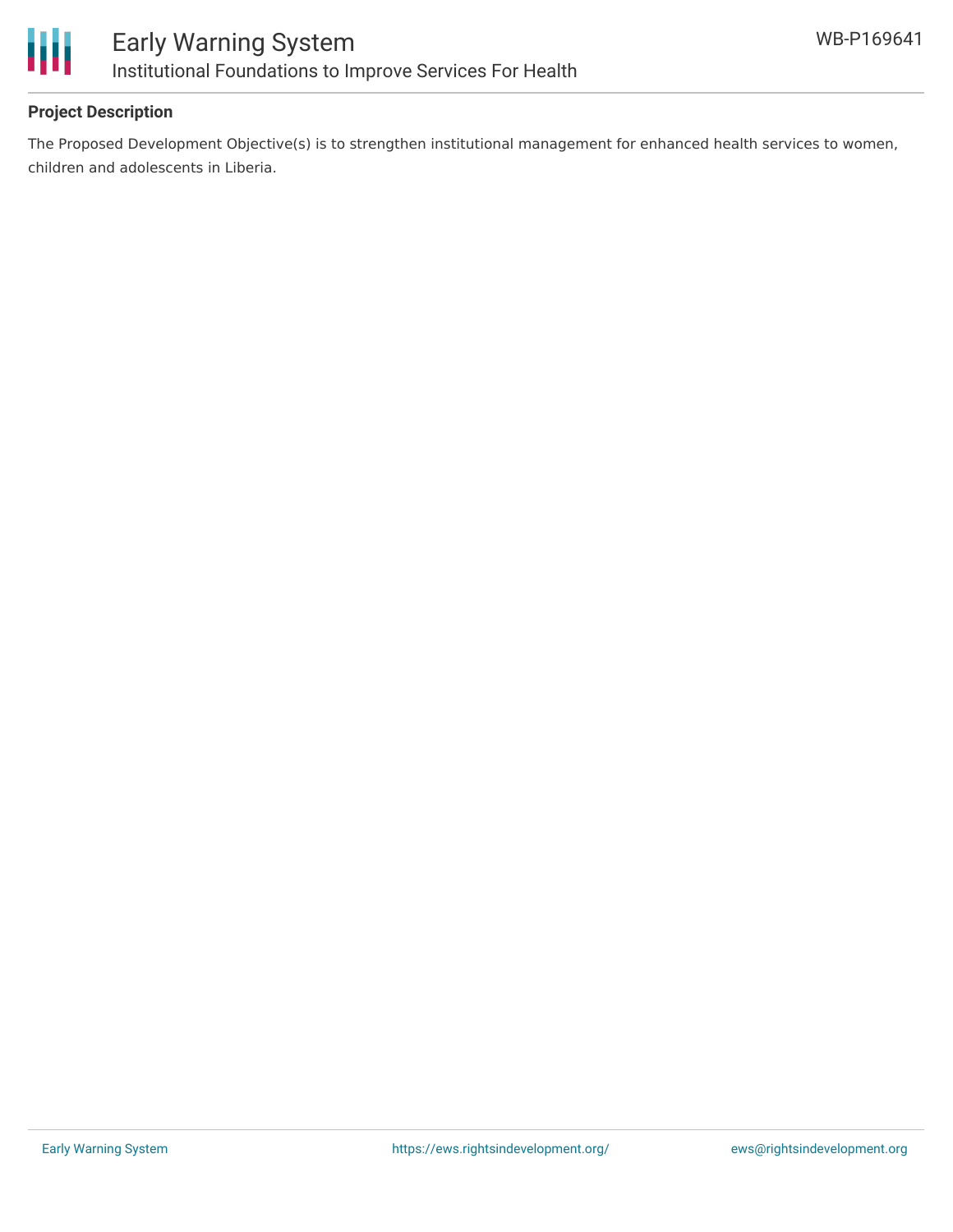## Project Description

The Proposed Development Objective(s) is to strengthen institutional management for enhanced health services to women, children and adolescents in Liberia.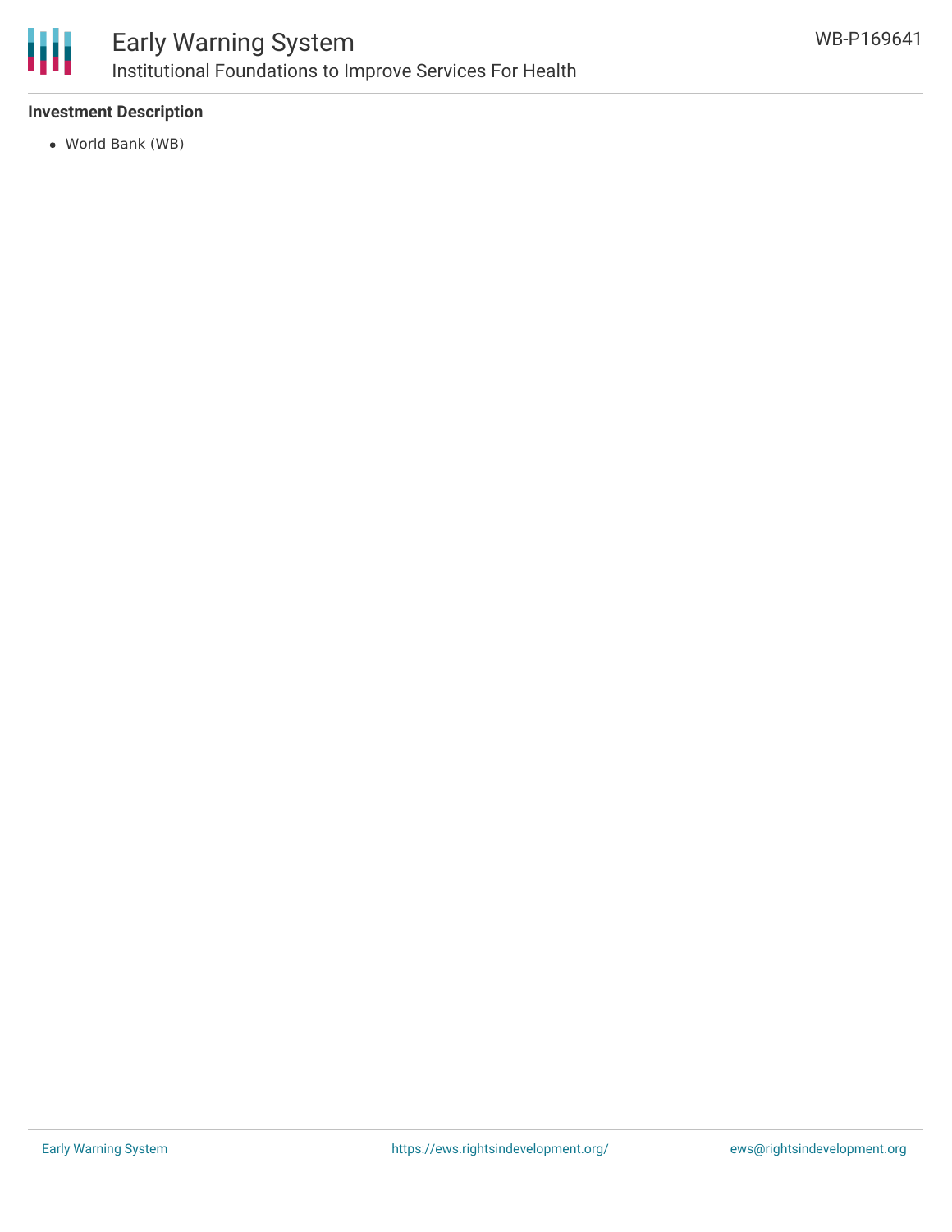### Investment Description

- World Bank (WB)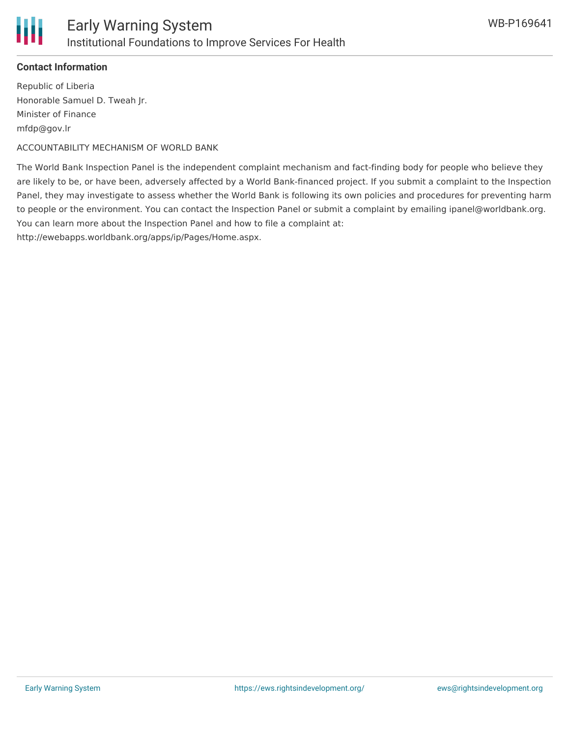**Contact Information**

Republic of Liberia
Honorable Samuel D. Tweah Jr.
Minister of Finance
mfdp@gov.lr

ACCOUNTABILITY MECHANISM OF WORLD BANK

The World Bank Inspection Panel is the independent complaint mechanism and fact-finding body for people who believe they are likely to be, or have been, adversely affected by a World Bank-financed project. If you submit a complaint to the Inspection Panel, they may investigate to assess whether the World Bank is following its own policies and procedures for preventing harm to people or the environment. You can contact the Inspection Panel or submit a complaint by emailing ipanel@worldbank.org. You can learn more about the Inspection Panel and how to file a complaint at: http://ewebapps.worldbank.org/apps/ip/Pages/Home.aspx.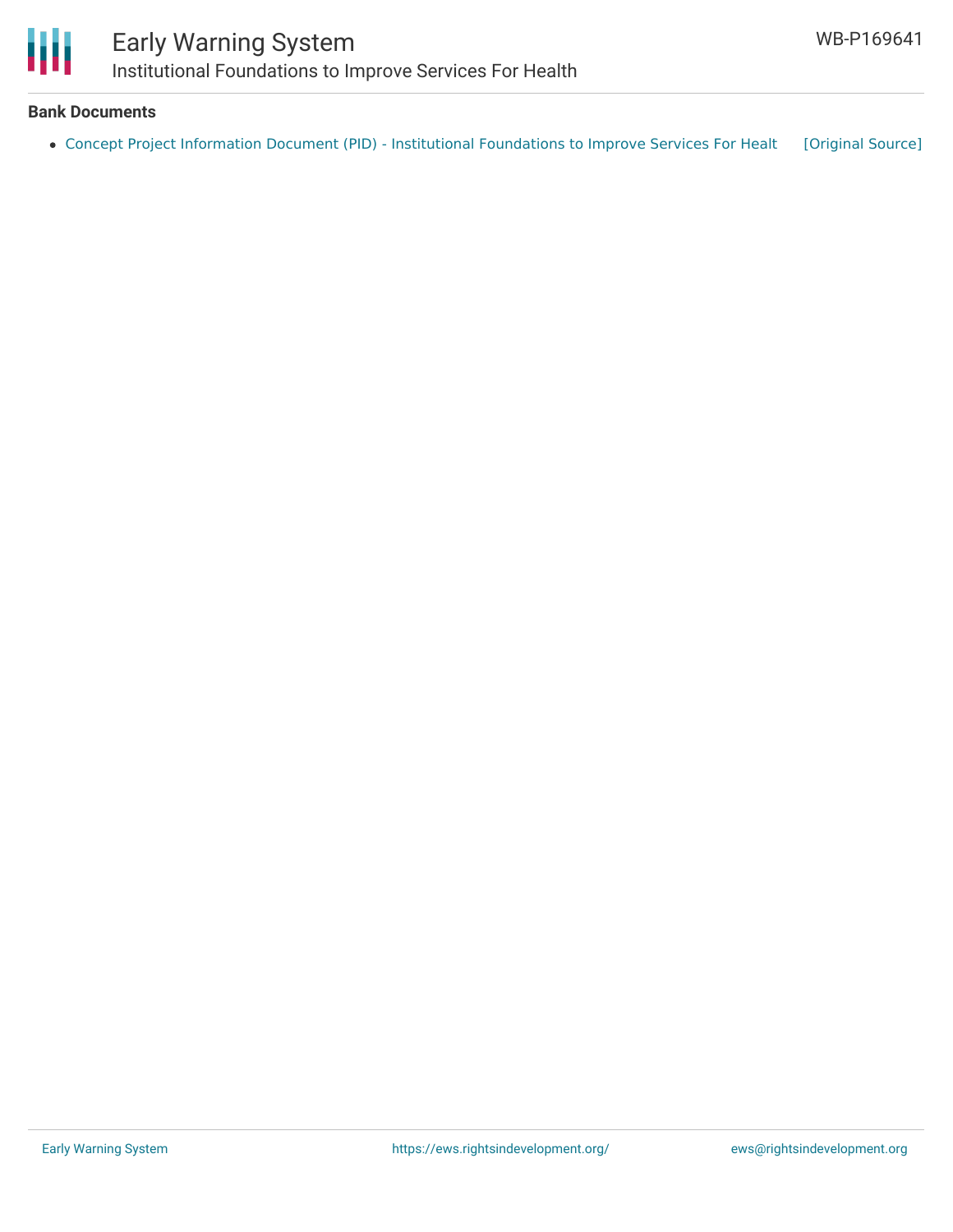**Bank Documents**

- Concept Project Information Document (PID) - Institutional Foundations to Improve Services For Healt [Original Source]